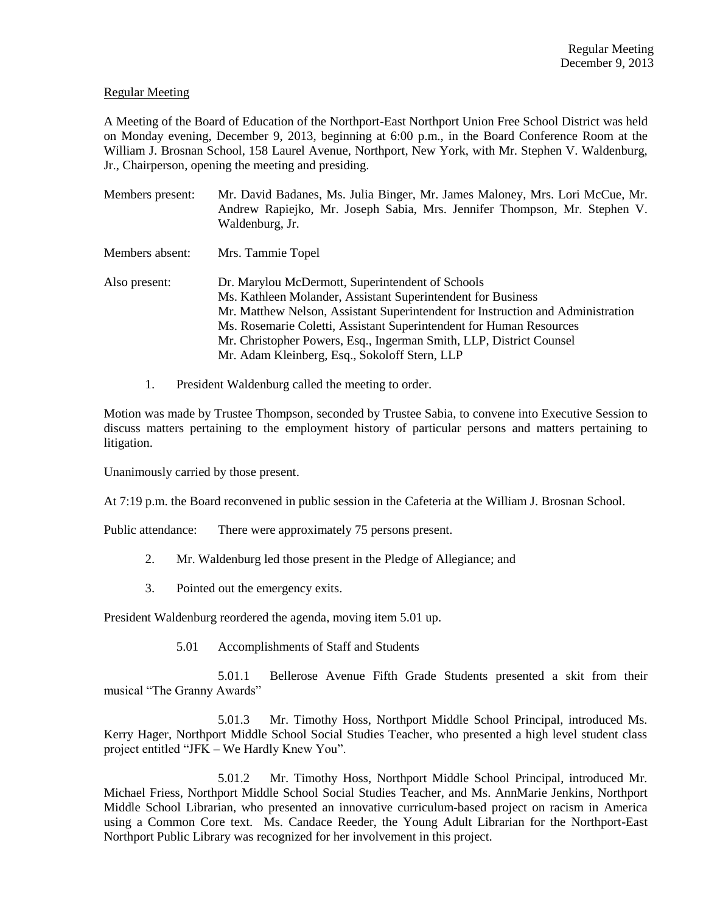Regular Meeting
December 9, 2013

Regular Meeting

A Meeting of the Board of Education of the Northport-East Northport Union Free School District was held on Monday evening, December 9, 2013, beginning at 6:00 p.m., in the Board Conference Room at the William J. Brosnan School, 158 Laurel Avenue, Northport, New York, with Mr. Stephen V. Waldenburg, Jr., Chairperson, opening the meeting and presiding.

Members present: Mr. David Badanes, Ms. Julia Binger, Mr. James Maloney, Mrs. Lori McCue, Mr. Andrew Rapiejko, Mr. Joseph Sabia, Mrs. Jennifer Thompson, Mr. Stephen V. Waldenburg, Jr.

Members absent: Mrs. Tammie Topel

Also present: Dr. Marylou McDermott, Superintendent of Schools
Ms. Kathleen Molander, Assistant Superintendent for Business
Mr. Matthew Nelson, Assistant Superintendent for Instruction and Administration
Ms. Rosemarie Coletti, Assistant Superintendent for Human Resources
Mr. Christopher Powers, Esq., Ingerman Smith, LLP, District Counsel
Mr. Adam Kleinberg, Esq., Sokoloff Stern, LLP

1. President Waldenburg called the meeting to order.

Motion was made by Trustee Thompson, seconded by Trustee Sabia, to convene into Executive Session to discuss matters pertaining to the employment history of particular persons and matters pertaining to litigation.

Unanimously carried by those present.

At 7:19 p.m. the Board reconvened in public session in the Cafeteria at the William J. Brosnan School.

Public attendance: There were approximately 75 persons present.

2. Mr. Waldenburg led those present in the Pledge of Allegiance; and

3. Pointed out the emergency exits.

President Waldenburg reordered the agenda, moving item 5.01 up.

5.01 Accomplishments of Staff and Students

5.01.1 Bellerose Avenue Fifth Grade Students presented a skit from their musical "The Granny Awards"

5.01.3 Mr. Timothy Hoss, Northport Middle School Principal, introduced Ms. Kerry Hager, Northport Middle School Social Studies Teacher, who presented a high level student class project entitled "JFK – We Hardly Knew You".

5.01.2 Mr. Timothy Hoss, Northport Middle School Principal, introduced Mr. Michael Friess, Northport Middle School Social Studies Teacher, and Ms. AnnMarie Jenkins, Northport Middle School Librarian, who presented an innovative curriculum-based project on racism in America using a Common Core text. Ms. Candace Reeder, the Young Adult Librarian for the Northport-East Northport Public Library was recognized for her involvement in this project.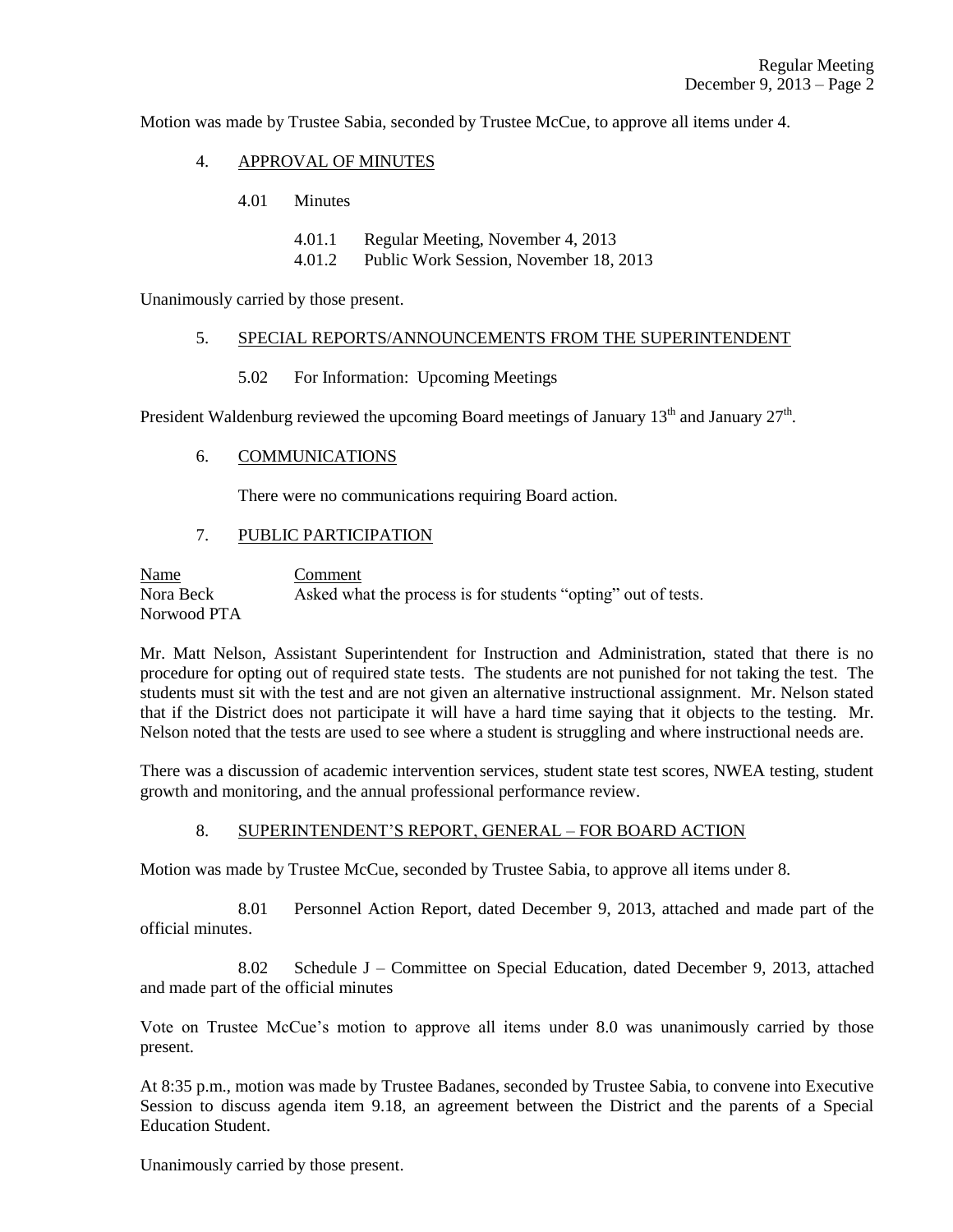Motion was made by Trustee Sabia, seconded by Trustee McCue, to approve all items under 4.

4. APPROVAL OF MINUTES

4.01 Minutes

4.01.1 Regular Meeting, November 4, 2013
4.01.2 Public Work Session, November 18, 2013

Unanimously carried by those present.

5. SPECIAL REPORTS/ANNOUNCEMENTS FROM THE SUPERINTENDENT

5.02 For Information: Upcoming Meetings

President Waldenburg reviewed the upcoming Board meetings of January 13th and January 27th.

6. COMMUNICATIONS

There were no communications requiring Board action.

7. PUBLIC PARTICIPATION

| Name | Comment |
|---|---|
| Nora Beck<br>Norwood PTA | Asked what the process is for students "opting" out of tests. |

Mr. Matt Nelson, Assistant Superintendent for Instruction and Administration, stated that there is no procedure for opting out of required state tests. The students are not punished for not taking the test. The students must sit with the test and are not given an alternative instructional assignment. Mr. Nelson stated that if the District does not participate it will have a hard time saying that it objects to the testing. Mr. Nelson noted that the tests are used to see where a student is struggling and where instructional needs are.

There was a discussion of academic intervention services, student state test scores, NWEA testing, student growth and monitoring, and the annual professional performance review.

8. SUPERINTENDENT'S REPORT, GENERAL – FOR BOARD ACTION

Motion was made by Trustee McCue, seconded by Trustee Sabia, to approve all items under 8.

8.01 Personnel Action Report, dated December 9, 2013, attached and made part of the official minutes.

8.02 Schedule J – Committee on Special Education, dated December 9, 2013, attached and made part of the official minutes

Vote on Trustee McCue's motion to approve all items under 8.0 was unanimously carried by those present.

At 8:35 p.m., motion was made by Trustee Badanes, seconded by Trustee Sabia, to convene into Executive Session to discuss agenda item 9.18, an agreement between the District and the parents of a Special Education Student.

Unanimously carried by those present.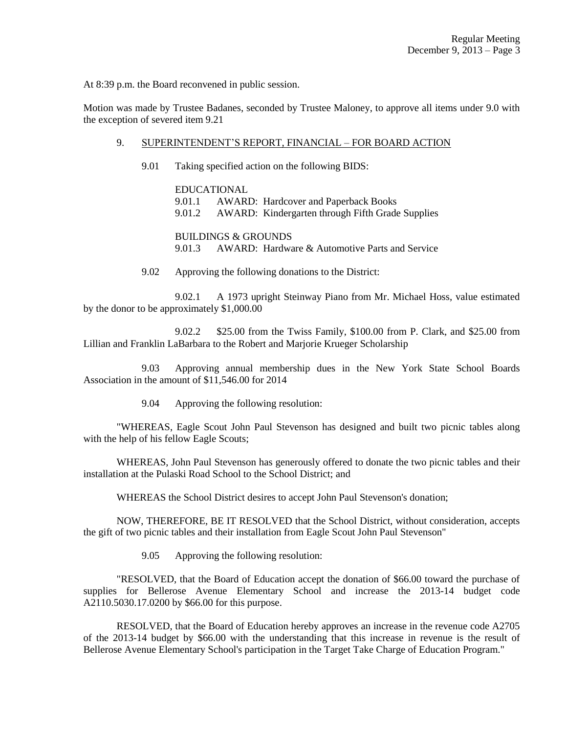At 8:39 p.m. the Board reconvened in public session.

Motion was made by Trustee Badanes, seconded by Trustee Maloney, to approve all items under 9.0 with the exception of severed item 9.21

9. SUPERINTENDENT'S REPORT, FINANCIAL – FOR BOARD ACTION

9.01 Taking specified action on the following BIDS:

EDUCATIONAL
9.01.1 AWARD: Hardcover and Paperback Books
9.01.2 AWARD: Kindergarten through Fifth Grade Supplies

BUILDINGS & GROUNDS
9.01.3 AWARD: Hardware & Automotive Parts and Service

9.02 Approving the following donations to the District:

9.02.1 A 1973 upright Steinway Piano from Mr. Michael Hoss, value estimated by the donor to be approximately $1,000.00

9.02.2 $25.00 from the Twiss Family, $100.00 from P. Clark, and $25.00 from Lillian and Franklin LaBarbara to the Robert and Marjorie Krueger Scholarship

9.03 Approving annual membership dues in the New York State School Boards Association in the amount of $11,546.00 for 2014

9.04 Approving the following resolution:

"WHEREAS, Eagle Scout John Paul Stevenson has designed and built two picnic tables along with the help of his fellow Eagle Scouts;

WHEREAS, John Paul Stevenson has generously offered to donate the two picnic tables and their installation at the Pulaski Road School to the School District; and

WHEREAS the School District desires to accept John Paul Stevenson's donation;

NOW, THEREFORE, BE IT RESOLVED that the School District, without consideration, accepts the gift of two picnic tables and their installation from Eagle Scout John Paul Stevenson"

9.05 Approving the following resolution:

"RESOLVED, that the Board of Education accept the donation of $66.00 toward the purchase of supplies for Bellerose Avenue Elementary School and increase the 2013-14 budget code A2110.5030.17.0200 by $66.00 for this purpose.

RESOLVED, that the Board of Education hereby approves an increase in the revenue code A2705 of the 2013-14 budget by $66.00 with the understanding that this increase in revenue is the result of Bellerose Avenue Elementary School's participation in the Target Take Charge of Education Program."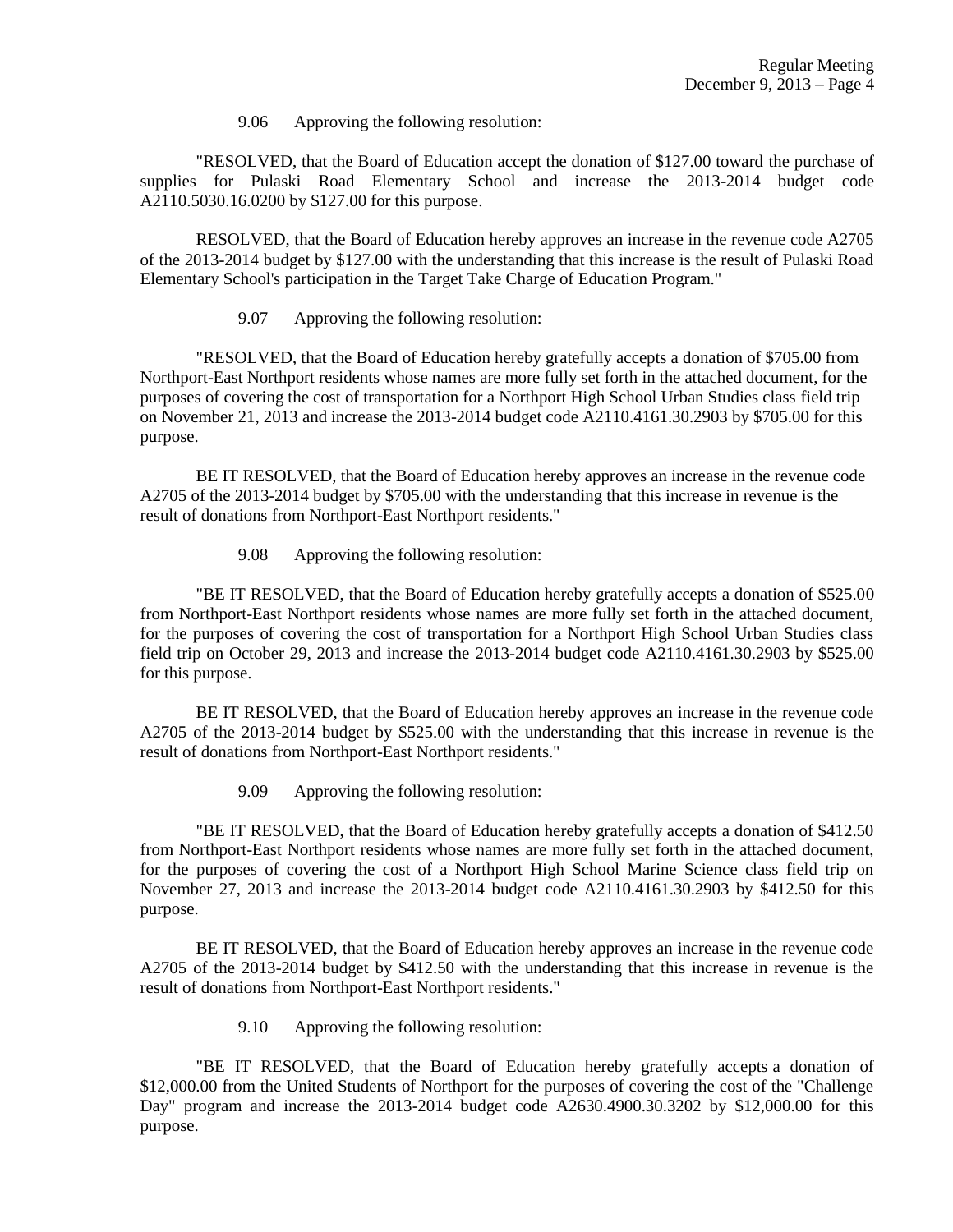9.06 Approving the following resolution:

"RESOLVED, that the Board of Education accept the donation of $127.00 toward the purchase of supplies for Pulaski Road Elementary School and increase the 2013-2014 budget code A2110.5030.16.0200 by $127.00 for this purpose.

RESOLVED, that the Board of Education hereby approves an increase in the revenue code A2705 of the 2013-2014 budget by $127.00 with the understanding that this increase is the result of Pulaski Road Elementary School's participation in the Target Take Charge of Education Program."

9.07 Approving the following resolution:

"RESOLVED, that the Board of Education hereby gratefully accepts a donation of $705.00 from Northport-East Northport residents whose names are more fully set forth in the attached document, for the purposes of covering the cost of transportation for a Northport High School Urban Studies class field trip on November 21, 2013 and increase the 2013-2014 budget code A2110.4161.30.2903 by $705.00 for this purpose.

BE IT RESOLVED, that the Board of Education hereby approves an increase in the revenue code A2705 of the 2013-2014 budget by $705.00 with the understanding that this increase in revenue is the result of donations from Northport-East Northport residents."

9.08 Approving the following resolution:

"BE IT RESOLVED, that the Board of Education hereby gratefully accepts a donation of $525.00 from Northport-East Northport residents whose names are more fully set forth in the attached document, for the purposes of covering the cost of transportation for a Northport High School Urban Studies class field trip on October 29, 2013 and increase the 2013-2014 budget code A2110.4161.30.2903 by $525.00 for this purpose.

BE IT RESOLVED, that the Board of Education hereby approves an increase in the revenue code A2705 of the 2013-2014 budget by $525.00 with the understanding that this increase in revenue is the result of donations from Northport-East Northport residents."

9.09 Approving the following resolution:

"BE IT RESOLVED, that the Board of Education hereby gratefully accepts a donation of $412.50 from Northport-East Northport residents whose names are more fully set forth in the attached document, for the purposes of covering the cost of a Northport High School Marine Science class field trip on November 27, 2013 and increase the 2013-2014 budget code A2110.4161.30.2903 by $412.50 for this purpose.

BE IT RESOLVED, that the Board of Education hereby approves an increase in the revenue code A2705 of the 2013-2014 budget by $412.50 with the understanding that this increase in revenue is the result of donations from Northport-East Northport residents."

9.10 Approving the following resolution:

"BE IT RESOLVED, that the Board of Education hereby gratefully accepts a donation of $12,000.00 from the United Students of Northport for the purposes of covering the cost of the "Challenge Day" program and increase the 2013-2014 budget code A2630.4900.30.3202 by $12,000.00 for this purpose.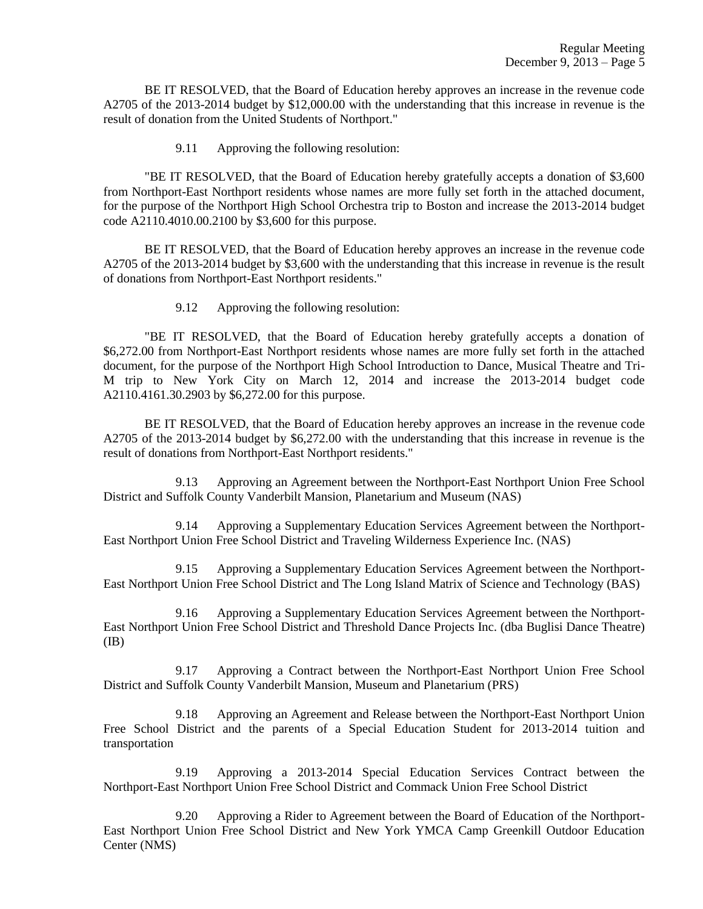BE IT RESOLVED, that the Board of Education hereby approves an increase in the revenue code A2705 of the 2013-2014 budget by $12,000.00 with the understanding that this increase in revenue is the result of donation from the United Students of Northport."

9.11 Approving the following resolution:

"BE IT RESOLVED, that the Board of Education hereby gratefully accepts a donation of $3,600 from Northport-East Northport residents whose names are more fully set forth in the attached document, for the purpose of the Northport High School Orchestra trip to Boston and increase the 2013-2014 budget code A2110.4010.00.2100 by $3,600 for this purpose.

BE IT RESOLVED, that the Board of Education hereby approves an increase in the revenue code A2705 of the 2013-2014 budget by $3,600 with the understanding that this increase in revenue is the result of donations from Northport-East Northport residents."

9.12 Approving the following resolution:

"BE IT RESOLVED, that the Board of Education hereby gratefully accepts a donation of $6,272.00 from Northport-East Northport residents whose names are more fully set forth in the attached document, for the purpose of the Northport High School Introduction to Dance, Musical Theatre and Tri-M trip to New York City on March 12, 2014 and increase the 2013-2014 budget code A2110.4161.30.2903 by $6,272.00 for this purpose.

BE IT RESOLVED, that the Board of Education hereby approves an increase in the revenue code A2705 of the 2013-2014 budget by $6,272.00 with the understanding that this increase in revenue is the result of donations from Northport-East Northport residents."

9.13 Approving an Agreement between the Northport-East Northport Union Free School District and Suffolk County Vanderbilt Mansion, Planetarium and Museum (NAS)

9.14 Approving a Supplementary Education Services Agreement between the Northport-East Northport Union Free School District and Traveling Wilderness Experience Inc. (NAS)

9.15 Approving a Supplementary Education Services Agreement between the Northport-East Northport Union Free School District and The Long Island Matrix of Science and Technology (BAS)

9.16 Approving a Supplementary Education Services Agreement between the Northport-East Northport Union Free School District and Threshold Dance Projects Inc. (dba Buglisi Dance Theatre) (IB)

9.17 Approving a Contract between the Northport-East Northport Union Free School District and Suffolk County Vanderbilt Mansion, Museum and Planetarium (PRS)

9.18 Approving an Agreement and Release between the Northport-East Northport Union Free School District and the parents of a Special Education Student for 2013-2014 tuition and transportation

9.19 Approving a 2013-2014 Special Education Services Contract between the Northport-East Northport Union Free School District and Commack Union Free School District

9.20 Approving a Rider to Agreement between the Board of Education of the Northport-East Northport Union Free School District and New York YMCA Camp Greenkill Outdoor Education Center (NMS)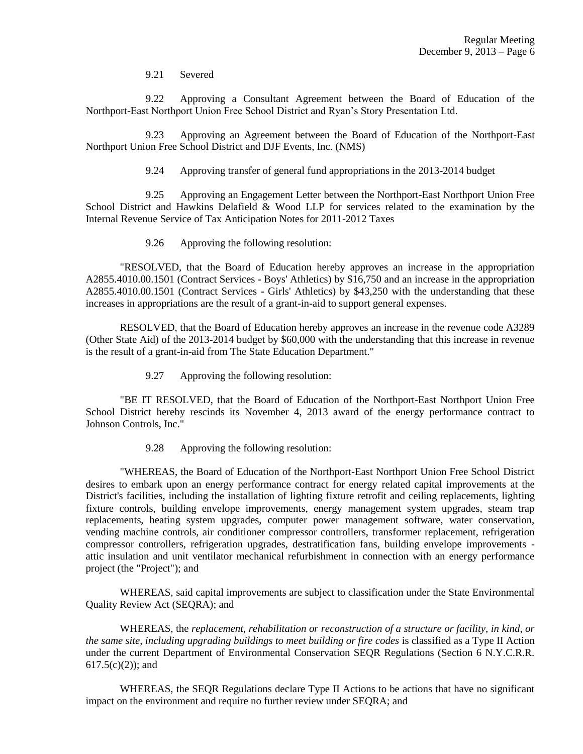9.21 Severed

9.22 Approving a Consultant Agreement between the Board of Education of the Northport-East Northport Union Free School District and Ryan's Story Presentation Ltd.

9.23 Approving an Agreement between the Board of Education of the Northport-East Northport Union Free School District and DJF Events, Inc. (NMS)

9.24 Approving transfer of general fund appropriations in the 2013-2014 budget

9.25 Approving an Engagement Letter between the Northport-East Northport Union Free School District and Hawkins Delafield & Wood LLP for services related to the examination by the Internal Revenue Service of Tax Anticipation Notes for 2011-2012 Taxes

9.26 Approving the following resolution:

"RESOLVED, that the Board of Education hereby approves an increase in the appropriation A2855.4010.00.1501 (Contract Services - Boys' Athletics) by $16,750 and an increase in the appropriation A2855.4010.00.1501 (Contract Services - Girls' Athletics) by $43,250 with the understanding that these increases in appropriations are the result of a grant-in-aid to support general expenses.

RESOLVED, that the Board of Education hereby approves an increase in the revenue code A3289 (Other State Aid) of the 2013-2014 budget by $60,000 with the understanding that this increase in revenue is the result of a grant-in-aid from The State Education Department."

9.27 Approving the following resolution:

"BE IT RESOLVED, that the Board of Education of the Northport-East Northport Union Free School District hereby rescinds its November 4, 2013 award of the energy performance contract to Johnson Controls, Inc."

9.28 Approving the following resolution:

"WHEREAS, the Board of Education of the Northport-East Northport Union Free School District desires to embark upon an energy performance contract for energy related capital improvements at the District's facilities, including the installation of lighting fixture retrofit and ceiling replacements, lighting fixture controls, building envelope improvements, energy management system upgrades, steam trap replacements, heating system upgrades, computer power management software, water conservation, vending machine controls, air conditioner compressor controllers, transformer replacement, refrigeration compressor controllers, refrigeration upgrades, destratification fans, building envelope improvements - attic insulation and unit ventilator mechanical refurbishment in connection with an energy performance project (the "Project"); and

WHEREAS, said capital improvements are subject to classification under the State Environmental Quality Review Act (SEQRA); and

WHEREAS, the *replacement, rehabilitation or reconstruction of a structure or facility, in kind, or the same site, including upgrading buildings to meet building or fire codes* is classified as a Type II Action under the current Department of Environmental Conservation SEQR Regulations (Section 6 N.Y.C.R.R. 617.5(c)(2)); and

WHEREAS, the SEQR Regulations declare Type II Actions to be actions that have no significant impact on the environment and require no further review under SEQRA; and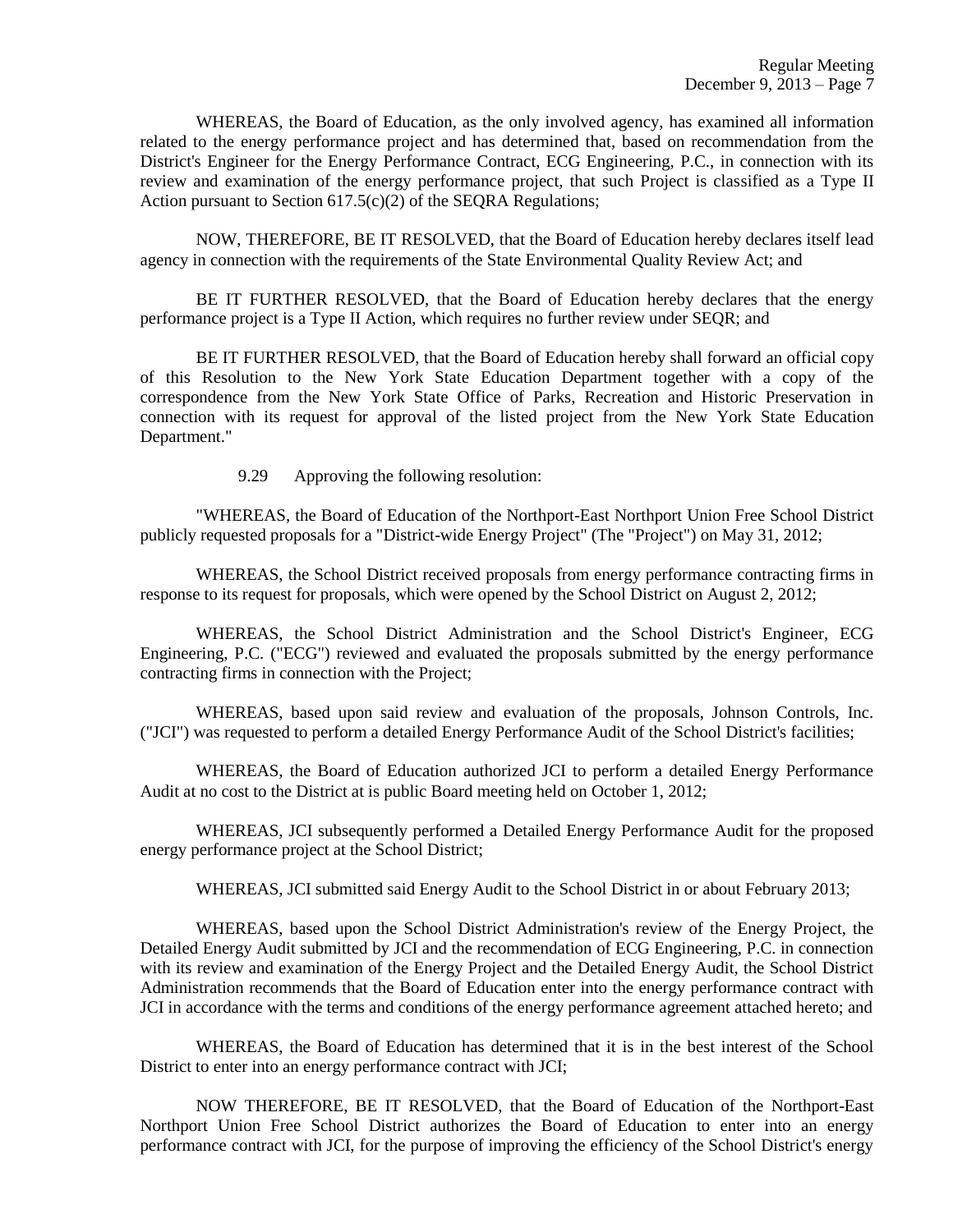WHEREAS, the Board of Education, as the only involved agency, has examined all information related to the energy performance project and has determined that, based on recommendation from the District's Engineer for the Energy Performance Contract, ECG Engineering, P.C., in connection with its review and examination of the energy performance project, that such Project is classified as a Type II Action pursuant to Section 617.5(c)(2) of the SEQRA Regulations;

NOW, THEREFORE, BE IT RESOLVED, that the Board of Education hereby declares itself lead agency in connection with the requirements of the State Environmental Quality Review Act; and

BE IT FURTHER RESOLVED, that the Board of Education hereby declares that the energy performance project is a Type II Action, which requires no further review under SEQR; and

BE IT FURTHER RESOLVED, that the Board of Education hereby shall forward an official copy of this Resolution to the New York State Education Department together with a copy of the correspondence from the New York State Office of Parks, Recreation and Historic Preservation in connection with its request for approval of the listed project from the New York State Education Department."

9.29 Approving the following resolution:

"WHEREAS, the Board of Education of the Northport-East Northport Union Free School District publicly requested proposals for a "District-wide Energy Project" (The "Project") on May 31, 2012;

WHEREAS, the School District received proposals from energy performance contracting firms in response to its request for proposals, which were opened by the School District on August 2, 2012;

WHEREAS, the School District Administration and the School District's Engineer, ECG Engineering, P.C. ("ECG") reviewed and evaluated the proposals submitted by the energy performance contracting firms in connection with the Project;

WHEREAS, based upon said review and evaluation of the proposals, Johnson Controls, Inc. ("JCI") was requested to perform a detailed Energy Performance Audit of the School District's facilities;

WHEREAS, the Board of Education authorized JCI to perform a detailed Energy Performance Audit at no cost to the District at is public Board meeting held on October 1, 2012;

WHEREAS, JCI subsequently performed a Detailed Energy Performance Audit for the proposed energy performance project at the School District;

WHEREAS, JCI submitted said Energy Audit to the School District in or about February 2013;

WHEREAS, based upon the School District Administration's review of the Energy Project, the Detailed Energy Audit submitted by JCI and the recommendation of ECG Engineering, P.C. in connection with its review and examination of the Energy Project and the Detailed Energy Audit, the School District Administration recommends that the Board of Education enter into the energy performance contract with JCI in accordance with the terms and conditions of the energy performance agreement attached hereto; and

WHEREAS, the Board of Education has determined that it is in the best interest of the School District to enter into an energy performance contract with JCI;

NOW THEREFORE, BE IT RESOLVED, that the Board of Education of the Northport-East Northport Union Free School District authorizes the Board of Education to enter into an energy performance contract with JCI, for the purpose of improving the efficiency of the School District's energy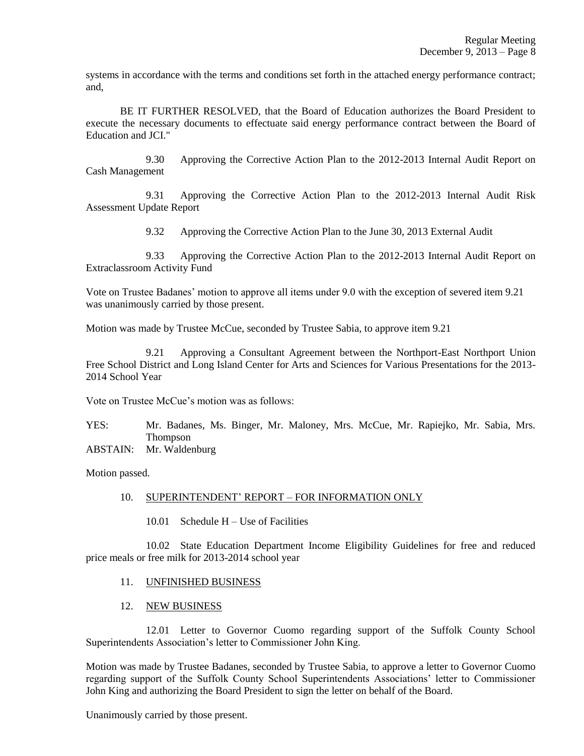systems in accordance with the terms and conditions set forth in the attached energy performance contract; and,

BE IT FURTHER RESOLVED, that the Board of Education authorizes the Board President to execute the necessary documents to effectuate said energy performance contract between the Board of Education and JCI."

9.30 Approving the Corrective Action Plan to the 2012-2013 Internal Audit Report on Cash Management

9.31 Approving the Corrective Action Plan to the 2012-2013 Internal Audit Risk Assessment Update Report

9.32 Approving the Corrective Action Plan to the June 30, 2013 External Audit

9.33 Approving the Corrective Action Plan to the 2012-2013 Internal Audit Report on Extraclassroom Activity Fund

Vote on Trustee Badanes' motion to approve all items under 9.0 with the exception of severed item 9.21 was unanimously carried by those present.

Motion was made by Trustee McCue, seconded by Trustee Sabia, to approve item 9.21

9.21 Approving a Consultant Agreement between the Northport-East Northport Union Free School District and Long Island Center for Arts and Sciences for Various Presentations for the 2013-2014 School Year

Vote on Trustee McCue's motion was as follows:

YES: Mr. Badanes, Ms. Binger, Mr. Maloney, Mrs. McCue, Mr. Rapiejko, Mr. Sabia, Mrs. Thompson
ABSTAIN: Mr. Waldenburg

Motion passed.

10. SUPERINTENDENT' REPORT – FOR INFORMATION ONLY

10.01 Schedule H – Use of Facilities

10.02 State Education Department Income Eligibility Guidelines for free and reduced price meals or free milk for 2013-2014 school year

11. UNFINISHED BUSINESS

12. NEW BUSINESS

12.01 Letter to Governor Cuomo regarding support of the Suffolk County School Superintendents Association's letter to Commissioner John King.

Motion was made by Trustee Badanes, seconded by Trustee Sabia, to approve a letter to Governor Cuomo regarding support of the Suffolk County School Superintendents Associations' letter to Commissioner John King and authorizing the Board President to sign the letter on behalf of the Board.

Unanimously carried by those present.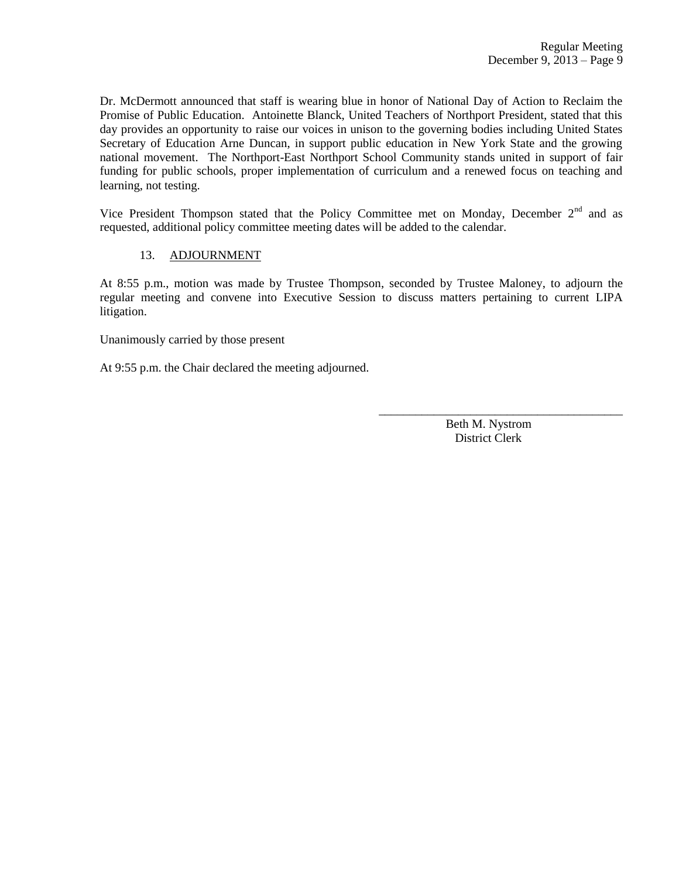Dr. McDermott announced that staff is wearing blue in honor of National Day of Action to Reclaim the Promise of Public Education. Antoinette Blanck, United Teachers of Northport President, stated that this day provides an opportunity to raise our voices in unison to the governing bodies including United States Secretary of Education Arne Duncan, in support public education in New York State and the growing national movement. The Northport-East Northport School Community stands united in support of fair funding for public schools, proper implementation of curriculum and a renewed focus on teaching and learning, not testing.

Vice President Thompson stated that the Policy Committee met on Monday, December 2nd and as requested, additional policy committee meeting dates will be added to the calendar.

13. ADJOURNMENT

At 8:55 p.m., motion was made by Trustee Thompson, seconded by Trustee Maloney, to adjourn the regular meeting and convene into Executive Session to discuss matters pertaining to current LIPA litigation.

Unanimously carried by those present

At 9:55 p.m. the Chair declared the meeting adjourned.

\_\_\_\_\_\_\_\_\_\_\_\_\_\_\_\_\_\_\_\_\_\_\_\_\_\_\_\_\_\_\_\_\_\_\_\_\_\_\_\_

Beth M. Nystrom
District Clerk